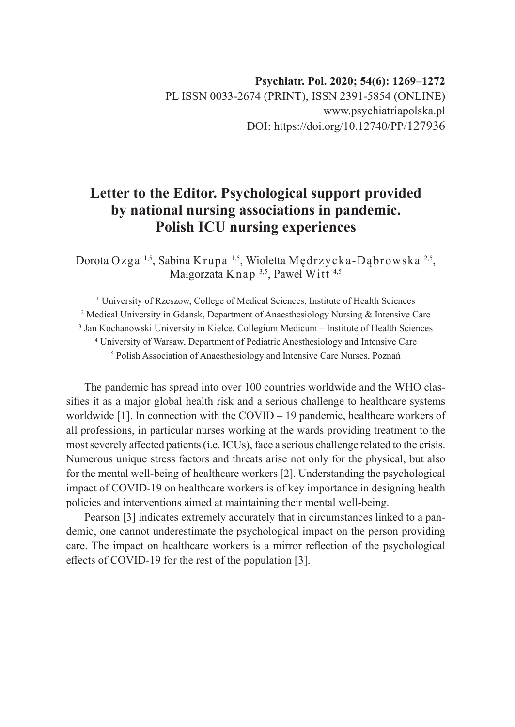Psychiatr. Pol. 2020; 54(6): 1269–1272
PL ISSN 0033-2674 (PRINT), ISSN 2391-5854 (ONLINE)
www.psychiatriapolska.pl
DOI: https://doi.org/10.12740/PP/127936

# Letter to the Editor. Psychological support provided by national nursing associations in pandemic. Polish ICU nursing experiences

Dorota Ozga [1,5], Sabina Krupa [1,5], Wioletta Mędrzycka-Dąbrowska [2,5], Małgorzata Knap [3,5], Paweł Witt [4,5]

[1] University of Rzeszow, College of Medical Sciences, Institute of Health Sciences
[2] Medical University in Gdansk, Department of Anaesthesiology Nursing & Intensive Care
[3] Jan Kochanowski University in Kielce, Collegium Medicum – Institute of Health Sciences
[4] University of Warsaw, Department of Pediatric Anesthesiology and Intensive Care
[5] Polish Association of Anaesthesiology and Intensive Care Nurses, Poznań

The pandemic has spread into over 100 countries worldwide and the WHO classifies it as a major global health risk and a serious challenge to healthcare systems worldwide [1]. In connection with the COVID – 19 pandemic, healthcare workers of all professions, in particular nurses working at the wards providing treatment to the most severely affected patients (i.e. ICUs), face a serious challenge related to the crisis. Numerous unique stress factors and threats arise not only for the physical, but also for the mental well-being of healthcare workers [2]. Understanding the psychological impact of COVID-19 on healthcare workers is of key importance in designing health policies and interventions aimed at maintaining their mental well-being.

Pearson [3] indicates extremely accurately that in circumstances linked to a pandemic, one cannot underestimate the psychological impact on the person providing care. The impact on healthcare workers is a mirror reflection of the psychological effects of COVID-19 for the rest of the population [3].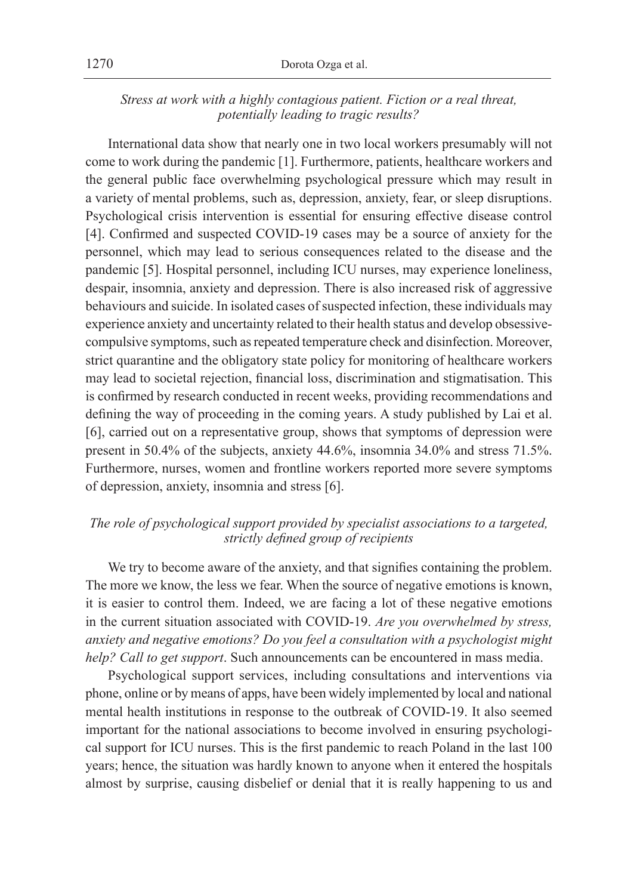*Stress at work with a highly contagious patient. Fiction or a real threat, potentially leading to tragic results?*

International data show that nearly one in two local workers presumably will not come to work during the pandemic [1]. Furthermore, patients, healthcare workers and the general public face overwhelming psychological pressure which may result in a variety of mental problems, such as, depression, anxiety, fear, or sleep disruptions. Psychological crisis intervention is essential for ensuring effective disease control [4]. Confirmed and suspected COVID-19 cases may be a source of anxiety for the personnel, which may lead to serious consequences related to the disease and the pandemic [5]. Hospital personnel, including ICU nurses, may experience loneliness, despair, insomnia, anxiety and depression. There is also increased risk of aggressive behaviours and suicide. In isolated cases of suspected infection, these individuals may experience anxiety and uncertainty related to their health status and develop obsessive-compulsive symptoms, such as repeated temperature check and disinfection. Moreover, strict quarantine and the obligatory state policy for monitoring of healthcare workers may lead to societal rejection, financial loss, discrimination and stigmatisation. This is confirmed by research conducted in recent weeks, providing recommendations and defining the way of proceeding in the coming years. A study published by Lai et al. [6], carried out on a representative group, shows that symptoms of depression were present in 50.4% of the subjects, anxiety 44.6%, insomnia 34.0% and stress 71.5%. Furthermore, nurses, women and frontline workers reported more severe symptoms of depression, anxiety, insomnia and stress [6].

*The role of psychological support provided by specialist associations to a targeted, strictly defined group of recipients*

We try to become aware of the anxiety, and that signifies containing the problem. The more we know, the less we fear. When the source of negative emotions is known, it is easier to control them. Indeed, we are facing a lot of these negative emotions in the current situation associated with COVID-19. *Are you overwhelmed by stress, anxiety and negative emotions? Do you feel a consultation with a psychologist might help? Call to get support*. Such announcements can be encountered in mass media.

Psychological support services, including consultations and interventions via phone, online or by means of apps, have been widely implemented by local and national mental health institutions in response to the outbreak of COVID-19. It also seemed important for the national associations to become involved in ensuring psychological support for ICU nurses. This is the first pandemic to reach Poland in the last 100 years; hence, the situation was hardly known to anyone when it entered the hospitals almost by surprise, causing disbelief or denial that it is really happening to us and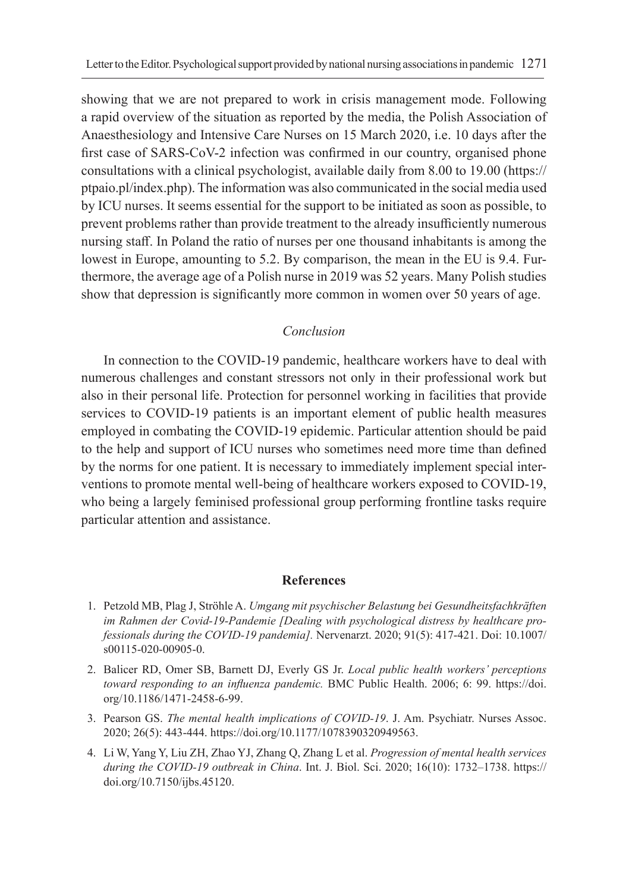showing that we are not prepared to work in crisis management mode. Following a rapid overview of the situation as reported by the media, the Polish Association of Anaesthesiology and Intensive Care Nurses on 15 March 2020, i.e. 10 days after the first case of SARS-CoV-2 infection was confirmed in our country, organised phone consultations with a clinical psychologist, available daily from 8.00 to 19.00 (https://ptpaio.pl/index.php). The information was also communicated in the social media used by ICU nurses. It seems essential for the support to be initiated as soon as possible, to prevent problems rather than provide treatment to the already insufficiently numerous nursing staff. In Poland the ratio of nurses per one thousand inhabitants is among the lowest in Europe, amounting to 5.2. By comparison, the mean in the EU is 9.4. Furthermore, the average age of a Polish nurse in 2019 was 52 years. Many Polish studies show that depression is significantly more common in women over 50 years of age.

## *Conclusion*

In connection to the COVID-19 pandemic, healthcare workers have to deal with numerous challenges and constant stressors not only in their professional work but also in their personal life. Protection for personnel working in facilities that provide services to COVID-19 patients is an important element of public health measures employed in combating the COVID-19 epidemic. Particular attention should be paid to the help and support of ICU nurses who sometimes need more time than defined by the norms for one patient. It is necessary to immediately implement special interventions to promote mental well-being of healthcare workers exposed to COVID-19, who being a largely feminised professional group performing frontline tasks require particular attention and assistance.

## References

1. Petzold MB, Plag J, Ströhle A. *Umgang mit psychischer Belastung bei Gesundheitsfachkräften im Rahmen der Covid-19-Pandemie [Dealing with psychological distress by healthcare professionals during the COVID-19 pandemia].* Nervenarzt. 2020; 91(5): 417-421. Doi: 10.1007/s00115-020-00905-0.
2. Balicer RD, Omer SB, Barnett DJ, Everly GS Jr. *Local public health workers' perceptions toward responding to an influenza pandemic.* BMC Public Health. 2006; 6: 99. https://doi.org/10.1186/1471-2458-6-99.
3. Pearson GS. *The mental health implications of COVID-19*. J. Am. Psychiatr. Nurses Assoc. 2020; 26(5): 443-444. https://doi.org/10.1177/1078390320949563.
4. Li W, Yang Y, Liu ZH, Zhao YJ, Zhang Q, Zhang L et al. *Progression of mental health services during the COVID-19 outbreak in China*. Int. J. Biol. Sci. 2020; 16(10): 1732–1738. https://doi.org/10.7150/ijbs.45120.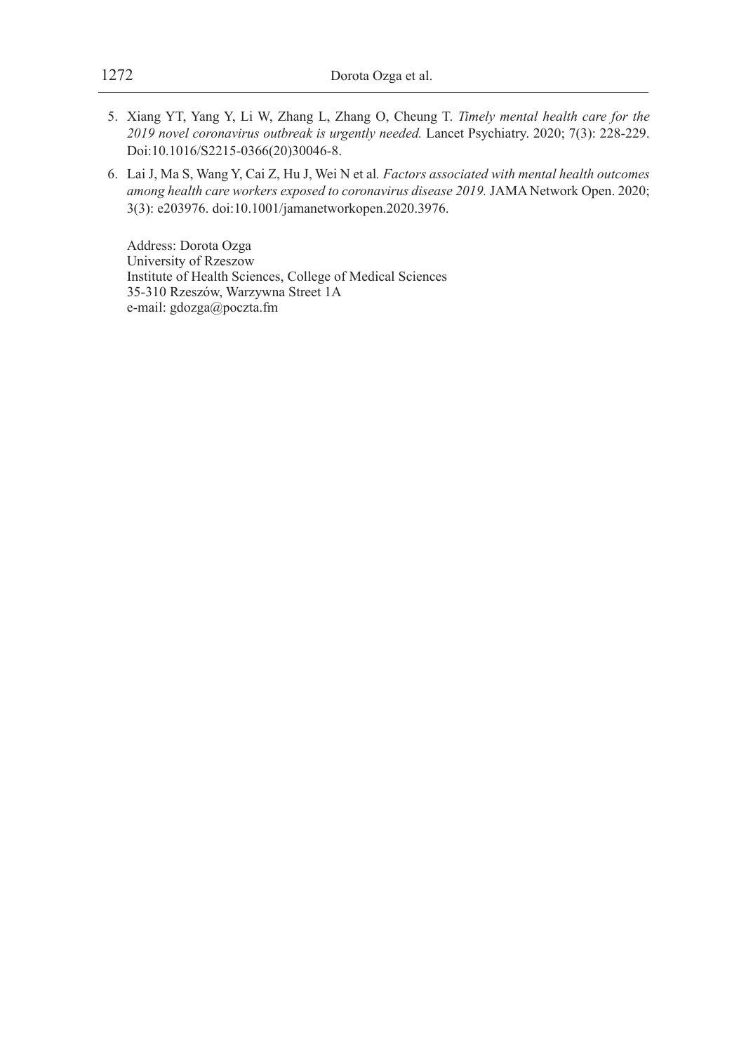5. Xiang YT, Yang Y, Li W, Zhang L, Zhang O, Cheung T. *Timely mental health care for the 2019 novel coronavirus outbreak is urgently needed.* Lancet Psychiatry. 2020; 7(3): 228-229. Doi:10.1016/S2215-0366(20)30046-8.
6. Lai J, Ma S, Wang Y, Cai Z, Hu J, Wei N et al*. Factors associated with mental health outcomes among health care workers exposed to coronavirus disease 2019.* JAMA Network Open. 2020; 3(3): e203976. doi:10.1001/jamanetworkopen.2020.3976.

Address: Dorota Ozga
University of Rzeszow
Institute of Health Sciences, College of Medical Sciences
35-310 Rzeszów, Warzywna Street 1A
e-mail: gdozga@poczta.fm